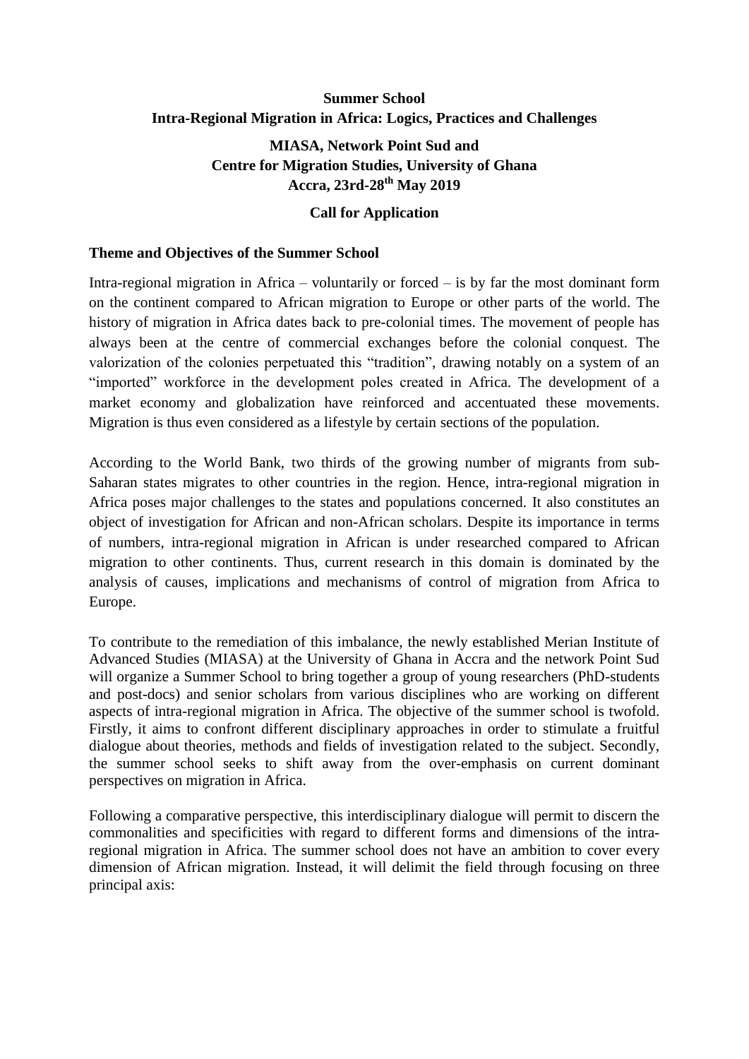**Summer School**
**Intra-Regional Migration in Africa: Logics, Practices and Challenges**

**MIASA, Network Point Sud and**
**Centre for Migration Studies, University of Ghana**
**Accra, 23rd-28th May 2019**

**Call for Application**

## Theme and Objectives of the Summer School

Intra-regional migration in Africa – voluntarily or forced – is by far the most dominant form on the continent compared to African migration to Europe or other parts of the world. The history of migration in Africa dates back to pre-colonial times. The movement of people has always been at the centre of commercial exchanges before the colonial conquest. The valorization of the colonies perpetuated this "tradition", drawing notably on a system of an "imported" workforce in the development poles created in Africa. The development of a market economy and globalization have reinforced and accentuated these movements. Migration is thus even considered as a lifestyle by certain sections of the population.

According to the World Bank, two thirds of the growing number of migrants from sub-Saharan states migrates to other countries in the region. Hence, intra-regional migration in Africa poses major challenges to the states and populations concerned. It also constitutes an object of investigation for African and non-African scholars. Despite its importance in terms of numbers, intra-regional migration in African is under researched compared to African migration to other continents. Thus, current research in this domain is dominated by the analysis of causes, implications and mechanisms of control of migration from Africa to Europe.

To contribute to the remediation of this imbalance, the newly established Merian Institute of Advanced Studies (MIASA) at the University of Ghana in Accra and the network Point Sud will organize a Summer School to bring together a group of young researchers (PhD-students and post-docs) and senior scholars from various disciplines who are working on different aspects of intra-regional migration in Africa. The objective of the summer school is twofold. Firstly, it aims to confront different disciplinary approaches in order to stimulate a fruitful dialogue about theories, methods and fields of investigation related to the subject. Secondly, the summer school seeks to shift away from the over-emphasis on current dominant perspectives on migration in Africa.

Following a comparative perspective, this interdisciplinary dialogue will permit to discern the commonalities and specificities with regard to different forms and dimensions of the intra-regional migration in Africa. The summer school does not have an ambition to cover every dimension of African migration. Instead, it will delimit the field through focusing on three principal axis: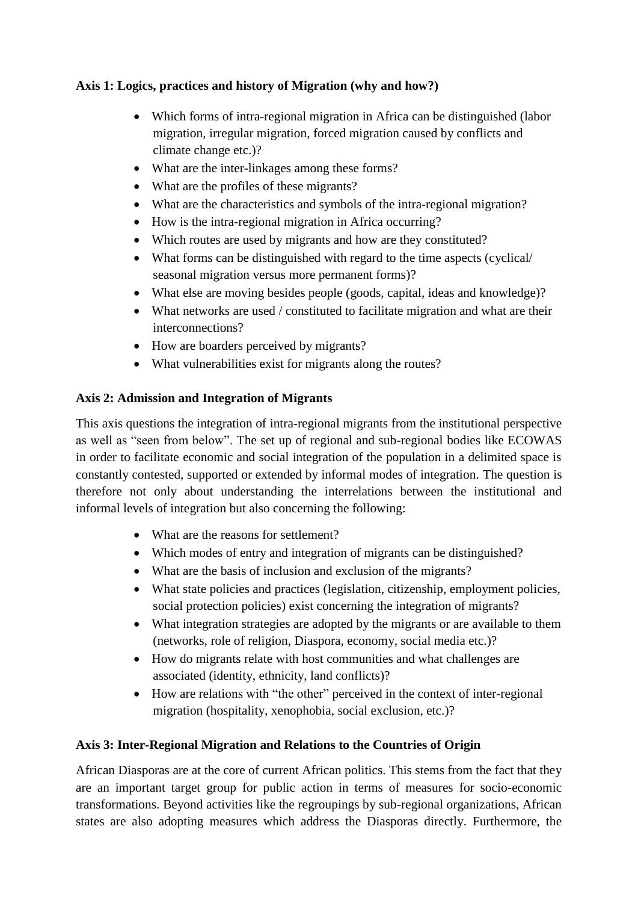**Axis 1: Logics, practices and history of Migration (why and how?)**

- Which forms of intra-regional migration in Africa can be distinguished (labor migration, irregular migration, forced migration caused by conflicts and climate change etc.)?
- What are the inter-linkages among these forms?
- What are the profiles of these migrants?
- What are the characteristics and symbols of the intra-regional migration?
- How is the intra-regional migration in Africa occurring?
- Which routes are used by migrants and how are they constituted?
- What forms can be distinguished with regard to the time aspects (cyclical/ seasonal migration versus more permanent forms)?
- What else are moving besides people (goods, capital, ideas and knowledge)?
- What networks are used / constituted to facilitate migration and what are their interconnections?
- How are boarders perceived by migrants?
- What vulnerabilities exist for migrants along the routes?

**Axis 2: Admission and Integration of Migrants**

This axis questions the integration of intra-regional migrants from the institutional perspective as well as "seen from below". The set up of regional and sub-regional bodies like ECOWAS in order to facilitate economic and social integration of the population in a delimited space is constantly contested, supported or extended by informal modes of integration. The question is therefore not only about understanding the interrelations between the institutional and informal levels of integration but also concerning the following:

- What are the reasons for settlement?
- Which modes of entry and integration of migrants can be distinguished?
- What are the basis of inclusion and exclusion of the migrants?
- What state policies and practices (legislation, citizenship, employment policies, social protection policies) exist concerning the integration of migrants?
- What integration strategies are adopted by the migrants or are available to them (networks, role of religion, Diaspora, economy, social media etc.)?
- How do migrants relate with host communities and what challenges are associated (identity, ethnicity, land conflicts)?
- How are relations with "the other" perceived in the context of inter-regional migration (hospitality, xenophobia, social exclusion, etc.)?

**Axis 3: Inter-Regional Migration and Relations to the Countries of Origin**

African Diasporas are at the core of current African politics. This stems from the fact that they are an important target group for public action in terms of measures for socio-economic transformations. Beyond activities like the regroupings by sub-regional organizations, African states are also adopting measures which address the Diasporas directly. Furthermore, the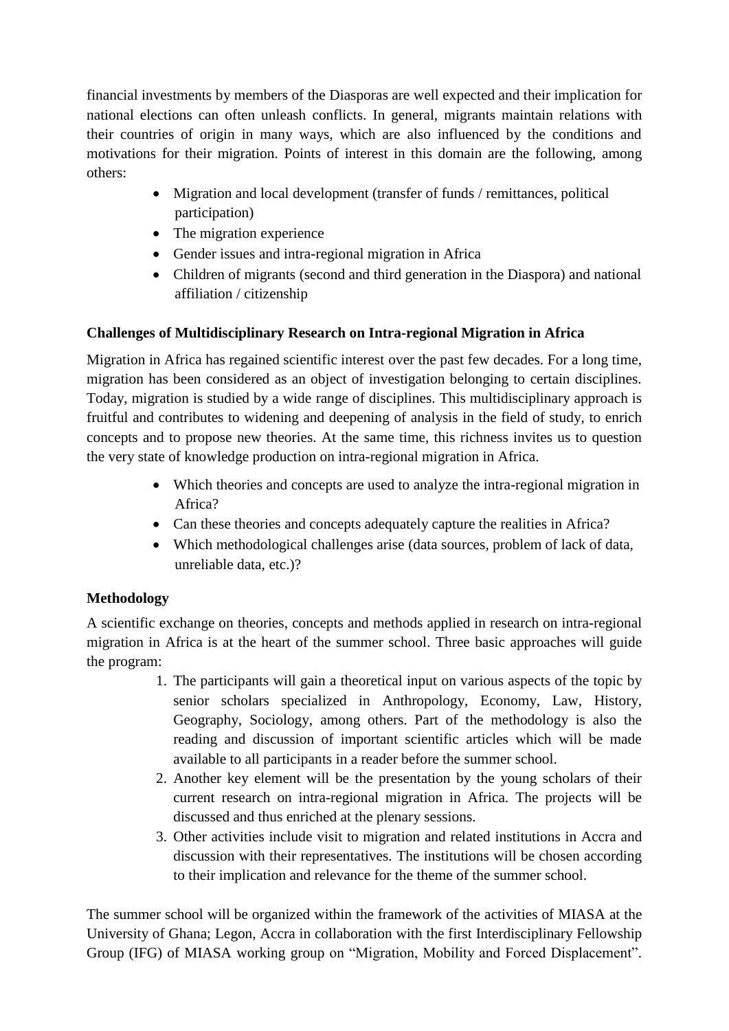financial investments by members of the Diasporas are well expected and their implication for national elections can often unleash conflicts. In general, migrants maintain relations with their countries of origin in many ways, which are also influenced by the conditions and motivations for their migration. Points of interest in this domain are the following, among others:

- Migration and local development (transfer of funds / remittances, political participation)
- The migration experience
- Gender issues and intra-regional migration in Africa
- Children of migrants (second and third generation in the Diaspora) and national affiliation / citizenship

**Challenges of Multidisciplinary Research on Intra-regional Migration in Africa**

Migration in Africa has regained scientific interest over the past few decades. For a long time, migration has been considered as an object of investigation belonging to certain disciplines. Today, migration is studied by a wide range of disciplines. This multidisciplinary approach is fruitful and contributes to widening and deepening of analysis in the field of study, to enrich concepts and to propose new theories. At the same time, this richness invites us to question the very state of knowledge production on intra-regional migration in Africa.

- Which theories and concepts are used to analyze the intra-regional migration in Africa?
- Can these theories and concepts adequately capture the realities in Africa?
- Which methodological challenges arise (data sources, problem of lack of data, unreliable data, etc.)?

**Methodology**

A scientific exchange on theories, concepts and methods applied in research on intra-regional migration in Africa is at the heart of the summer school. Three basic approaches will guide the program:

1. The participants will gain a theoretical input on various aspects of the topic by senior scholars specialized in Anthropology, Economy, Law, History, Geography, Sociology, among others. Part of the methodology is also the reading and discussion of important scientific articles which will be made available to all participants in a reader before the summer school.
2. Another key element will be the presentation by the young scholars of their current research on intra-regional migration in Africa. The projects will be discussed and thus enriched at the plenary sessions.
3. Other activities include visit to migration and related institutions in Accra and discussion with their representatives. The institutions will be chosen according to their implication and relevance for the theme of the summer school.

The summer school will be organized within the framework of the activities of MIASA at the University of Ghana; Legon, Accra in collaboration with the first Interdisciplinary Fellowship Group (IFG) of MIASA working group on "Migration, Mobility and Forced Displacement".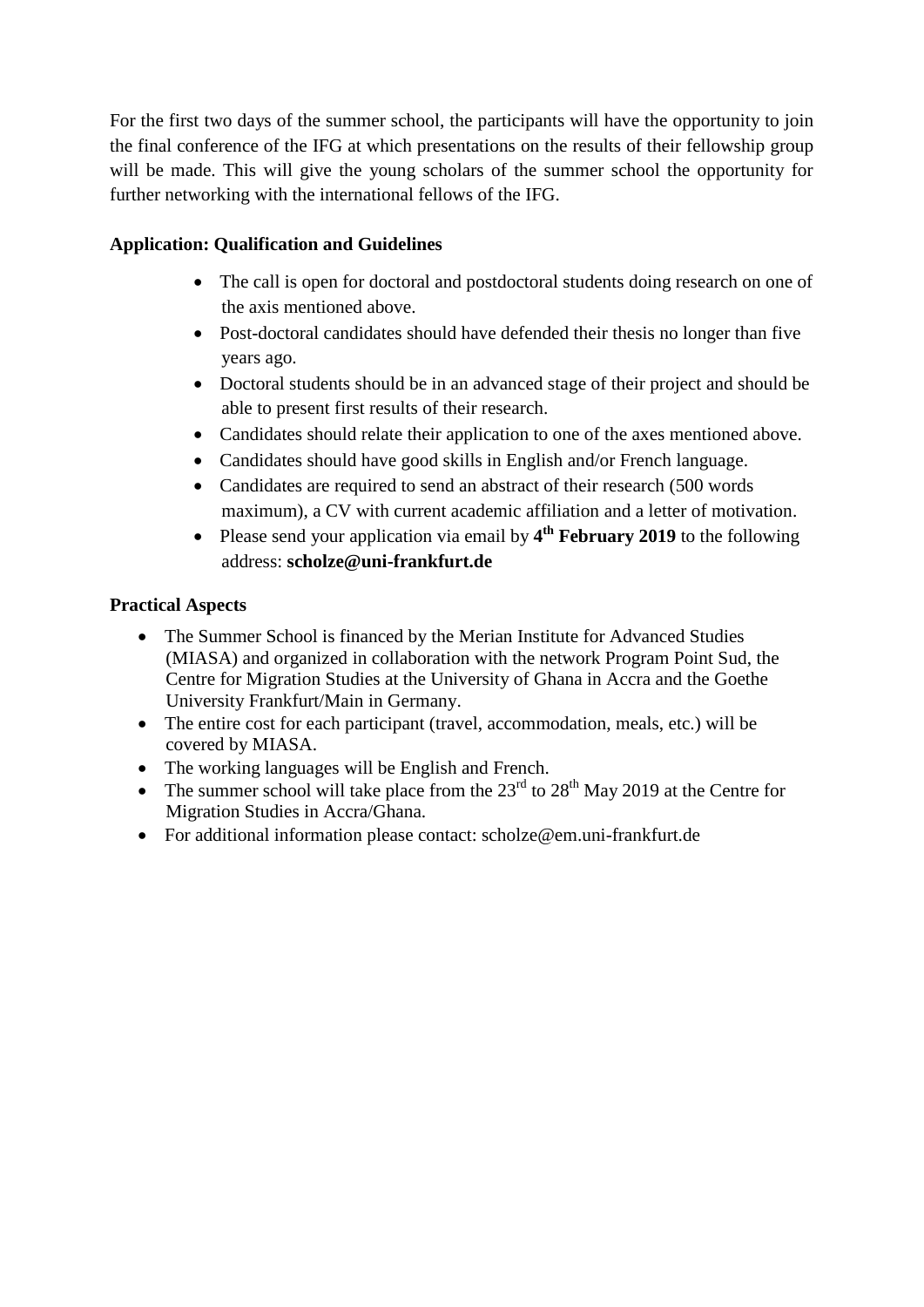For the first two days of the summer school, the participants will have the opportunity to join the final conference of the IFG at which presentations on the results of their fellowship group will be made. This will give the young scholars of the summer school the opportunity for further networking with the international fellows of the IFG.

**Application: Qualification and Guidelines**

- The call is open for doctoral and postdoctoral students doing research on one of the axis mentioned above.
- Post-doctoral candidates should have defended their thesis no longer than five years ago.
- Doctoral students should be in an advanced stage of their project and should be able to present first results of their research.
- Candidates should relate their application to one of the axes mentioned above.
- Candidates should have good skills in English and/or French language.
- Candidates are required to send an abstract of their research (500 words maximum), a CV with current academic affiliation and a letter of motivation.
- Please send your application via email by **4th February 2019** to the following address: **scholze@uni-frankfurt.de**

**Practical Aspects**

- The Summer School is financed by the Merian Institute for Advanced Studies (MIASA) and organized in collaboration with the network Program Point Sud, the Centre for Migration Studies at the University of Ghana in Accra and the Goethe University Frankfurt/Main in Germany.
- The entire cost for each participant (travel, accommodation, meals, etc.) will be covered by MIASA.
- The working languages will be English and French.
- The summer school will take place from the 23rd to 28th May 2019 at the Centre for Migration Studies in Accra/Ghana.
- For additional information please contact: scholze@em.uni-frankfurt.de